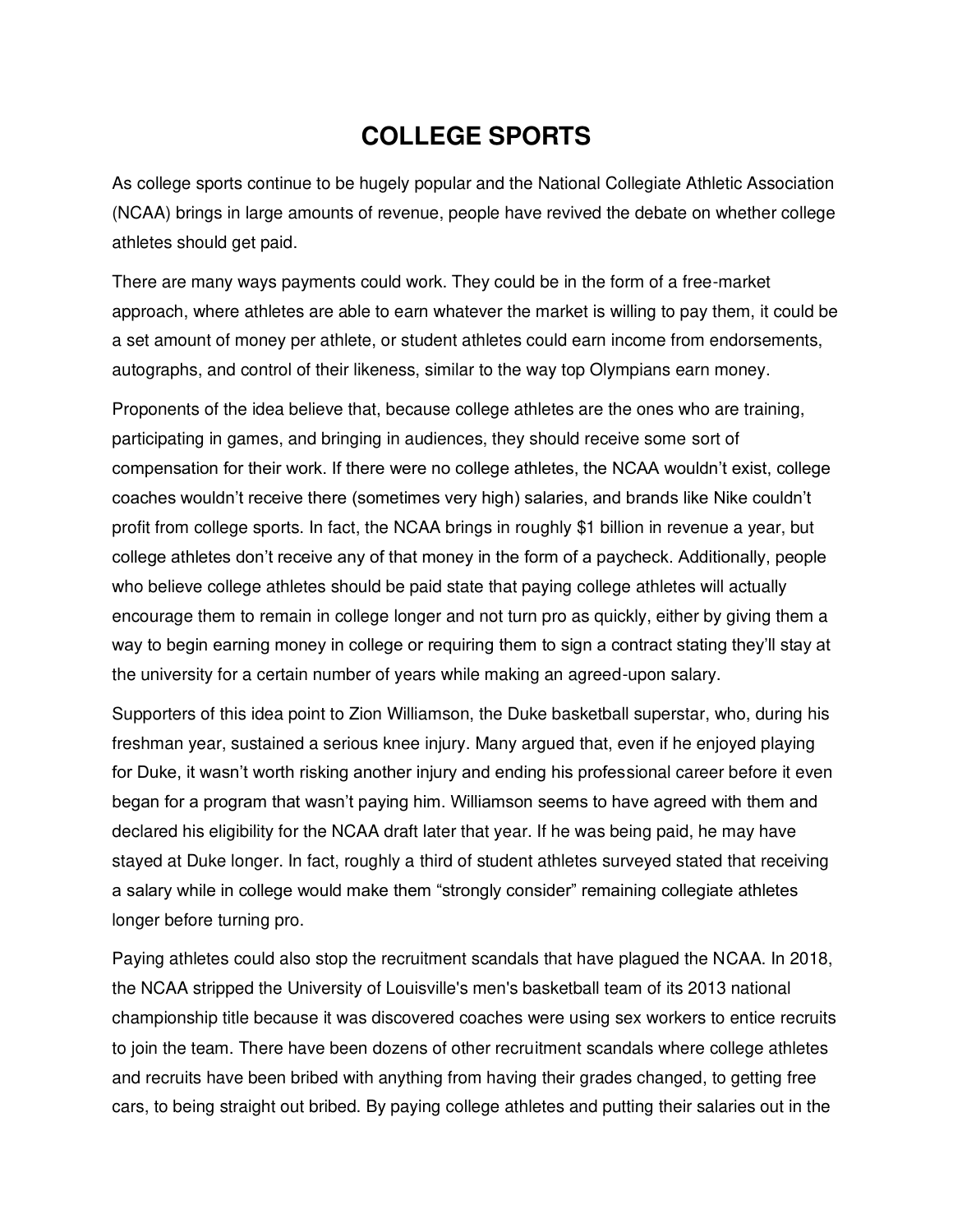# COLLEGE SPORTS

As college sports continue to be hugely popular and the National Collegiate Athletic Association (NCAA) brings in large amounts of revenue, people have revived the debate on whether college athletes should get paid.

There are many ways payments could work. They could be in the form of a free-market approach, where athletes are able to earn whatever the market is willing to pay them, it could be a set amount of money per athlete, or student athletes could earn income from endorsements, autographs, and control of their likeness, similar to the way top Olympians earn money.

Proponents of the idea believe that, because college athletes are the ones who are training, participating in games, and bringing in audiences, they should receive some sort of compensation for their work. If there were no college athletes, the NCAA wouldn't exist, college coaches wouldn't receive there (sometimes very high) salaries, and brands like Nike couldn't profit from college sports. In fact, the NCAA brings in roughly $1 billion in revenue a year, but college athletes don't receive any of that money in the form of a paycheck. Additionally, people who believe college athletes should be paid state that paying college athletes will actually encourage them to remain in college longer and not turn pro as quickly, either by giving them a way to begin earning money in college or requiring them to sign a contract stating they'll stay at the university for a certain number of years while making an agreed-upon salary.

Supporters of this idea point to Zion Williamson, the Duke basketball superstar, who, during his freshman year, sustained a serious knee injury. Many argued that, even if he enjoyed playing for Duke, it wasn't worth risking another injury and ending his professional career before it even began for a program that wasn't paying him. Williamson seems to have agreed with them and declared his eligibility for the NCAA draft later that year. If he was being paid, he may have stayed at Duke longer. In fact, roughly a third of student athletes surveyed stated that receiving a salary while in college would make them "strongly consider" remaining collegiate athletes longer before turning pro.

Paying athletes could also stop the recruitment scandals that have plagued the NCAA. In 2018, the NCAA stripped the University of Louisville's men's basketball team of its 2013 national championship title because it was discovered coaches were using sex workers to entice recruits to join the team. There have been dozens of other recruitment scandals where college athletes and recruits have been bribed with anything from having their grades changed, to getting free cars, to being straight out bribed. By paying college athletes and putting their salaries out in the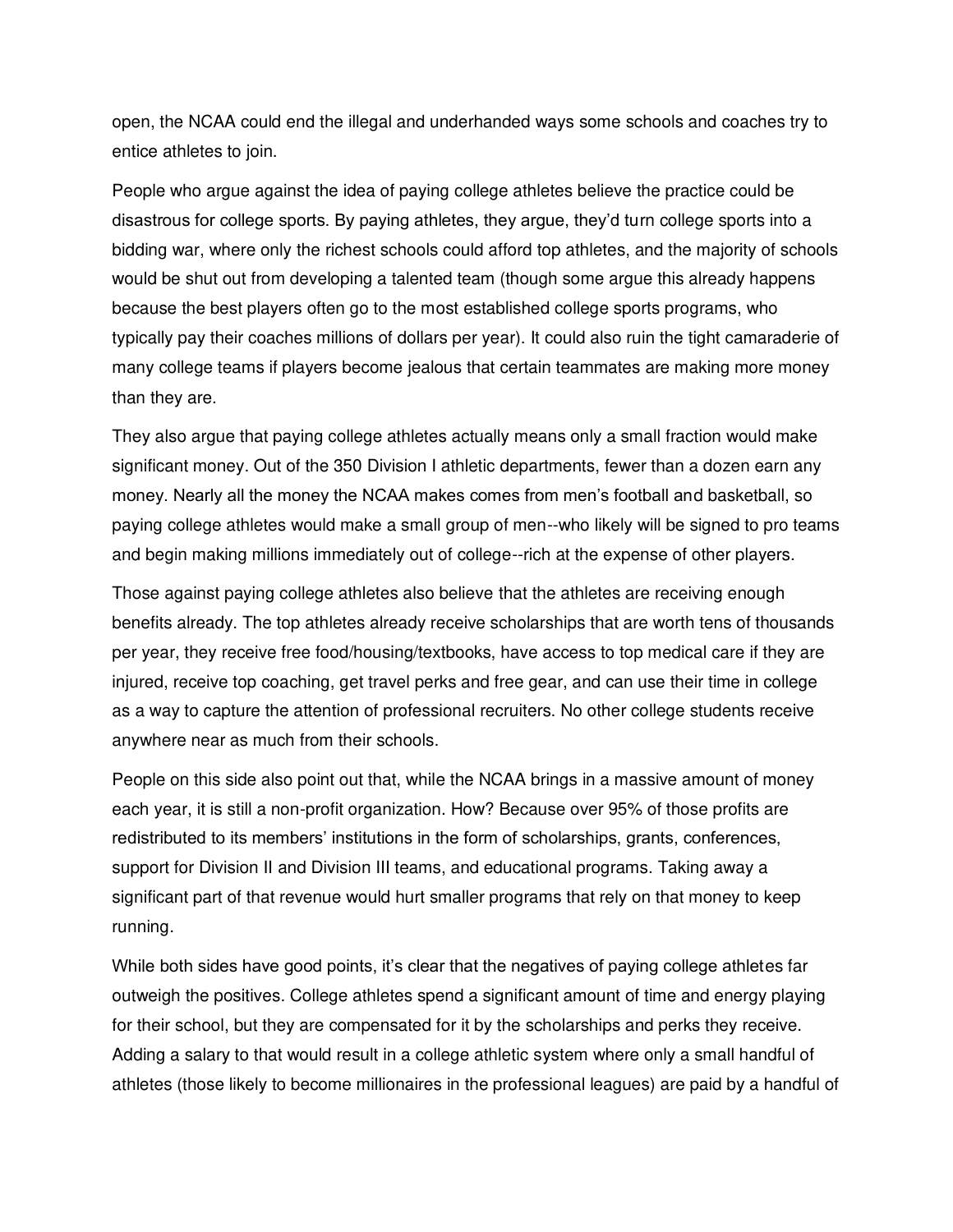open, the NCAA could end the illegal and underhanded ways some schools and coaches try to entice athletes to join.

People who argue against the idea of paying college athletes believe the practice could be disastrous for college sports. By paying athletes, they argue, they'd turn college sports into a bidding war, where only the richest schools could afford top athletes, and the majority of schools would be shut out from developing a talented team (though some argue this already happens because the best players often go to the most established college sports programs, who typically pay their coaches millions of dollars per year). It could also ruin the tight camaraderie of many college teams if players become jealous that certain teammates are making more money than they are.

They also argue that paying college athletes actually means only a small fraction would make significant money. Out of the 350 Division I athletic departments, fewer than a dozen earn any money. Nearly all the money the NCAA makes comes from men's football and basketball, so paying college athletes would make a small group of men--who likely will be signed to pro teams and begin making millions immediately out of college--rich at the expense of other players.

Those against paying college athletes also believe that the athletes are receiving enough benefits already. The top athletes already receive scholarships that are worth tens of thousands per year, they receive free food/housing/textbooks, have access to top medical care if they are injured, receive top coaching, get travel perks and free gear, and can use their time in college as a way to capture the attention of professional recruiters. No other college students receive anywhere near as much from their schools.

People on this side also point out that, while the NCAA brings in a massive amount of money each year, it is still a non-profit organization. How? Because over 95% of those profits are redistributed to its members' institutions in the form of scholarships, grants, conferences, support for Division II and Division III teams, and educational programs. Taking away a significant part of that revenue would hurt smaller programs that rely on that money to keep running.

While both sides have good points, it's clear that the negatives of paying college athletes far outweigh the positives. College athletes spend a significant amount of time and energy playing for their school, but they are compensated for it by the scholarships and perks they receive. Adding a salary to that would result in a college athletic system where only a small handful of athletes (those likely to become millionaires in the professional leagues) are paid by a handful of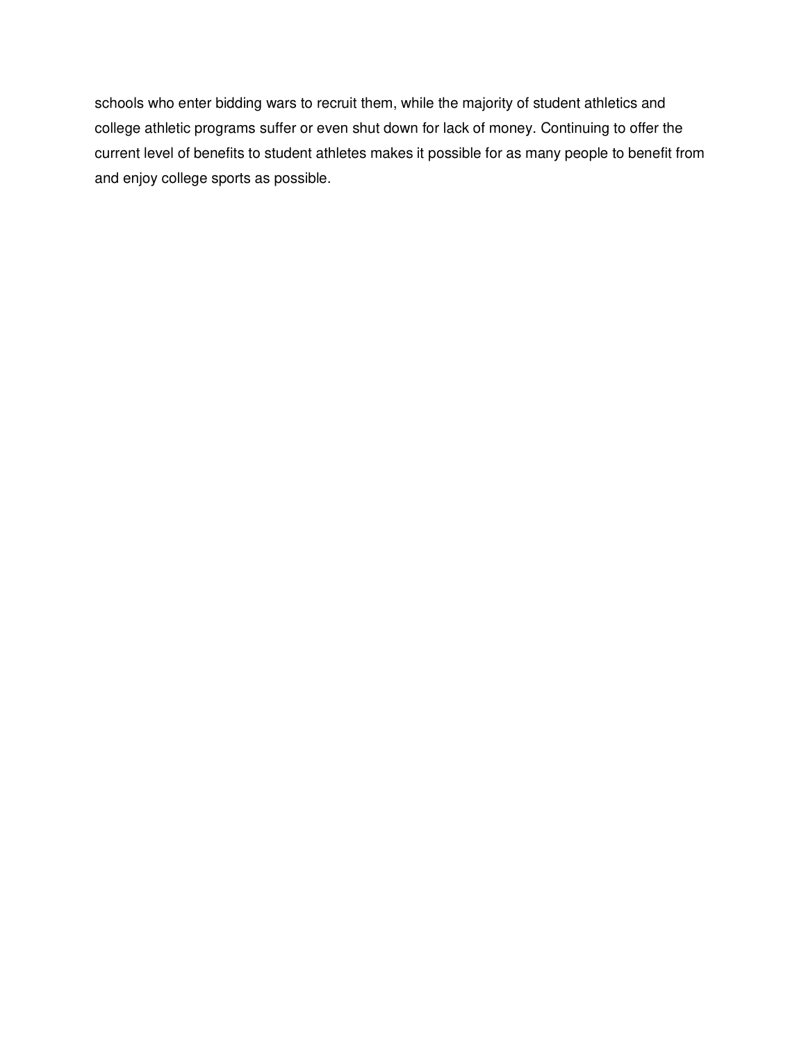schools who enter bidding wars to recruit them, while the majority of student athletics and college athletic programs suffer or even shut down for lack of money. Continuing to offer the current level of benefits to student athletes makes it possible for as many people to benefit from and enjoy college sports as possible.